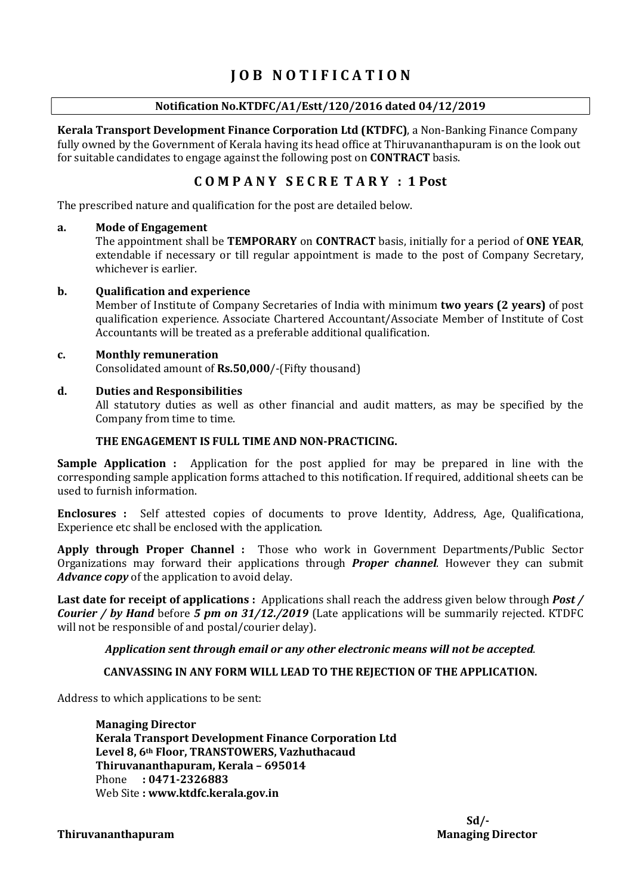# JOB NOTIFICATION

**Notification No.KTDFC/A1/Estt/120/2016 dated 04/12/2019**

**Kerala Transport Development Finance Corporation Ltd (KTDFC)**, a Non-Banking Finance Company fully owned by the Government of Kerala having its head office at Thiruvananthapuram is on the look out for suitable candidates to engage against the following post on **CONTRACT** basis.

## COMPANY SECRETARY : 1 Post

The prescribed nature and qualification for the post are detailed below.

**a. Mode of Engagement**

The appointment shall be **TEMPORARY** on **CONTRACT** basis, initially for a period of **ONE YEAR**, extendable if necessary or till regular appointment is made to the post of Company Secretary, whichever is earlier.

**b. Qualification and experience**

Member of Institute of Company Secretaries of India with minimum **two years (2 years)** of post qualification experience. Associate Chartered Accountant/Associate Member of Institute of Cost Accountants will be treated as a preferable additional qualification.

**c. Monthly remuneration**

Consolidated amount of **Rs.50,000**/-(Fifty thousand)

**d. Duties and Responsibilities**

All statutory duties as well as other financial and audit matters, as may be specified by the Company from time to time.

**THE ENGAGEMENT IS FULL TIME AND NON-PRACTICING.**

**Sample Application :** Application for the post applied for may be prepared in line with the corresponding sample application forms attached to this notification. If required, additional sheets can be used to furnish information.

**Enclosures :** Self attested copies of documents to prove Identity, Address, Age, Qualificationa, Experience etc shall be enclosed with the application.

**Apply through Proper Channel :** Those who work in Government Departments/Public Sector Organizations may forward their applications through ***Proper channel***. However they can submit ***Advance copy*** of the application to avoid delay.

**Last date for receipt of applications :** Applications shall reach the address given below through ***Post / Courier / by Hand*** before ***5 pm on 31/12./2019*** (Late applications will be summarily rejected. KTDFC will not be responsible of and postal/courier delay).

***Application sent through email or any other electronic means will not be accepted***.

**CANVASSING IN ANY FORM WILL LEAD TO THE REJECTION OF THE APPLICATION.**

Address to which applications to be sent:

**Managing Director**
**Kerala Transport Development Finance Corporation Ltd**
**Level 8, 6th Floor, TRANSTOWERS, Vazhuthacaud**
**Thiruvananthapuram, Kerala – 695014**
Phone **: 0471-2326883**
Web Site **: www.ktdfc.kerala.gov.in**

Sd/-
**Managing Director**

**Thiruvananthapuram**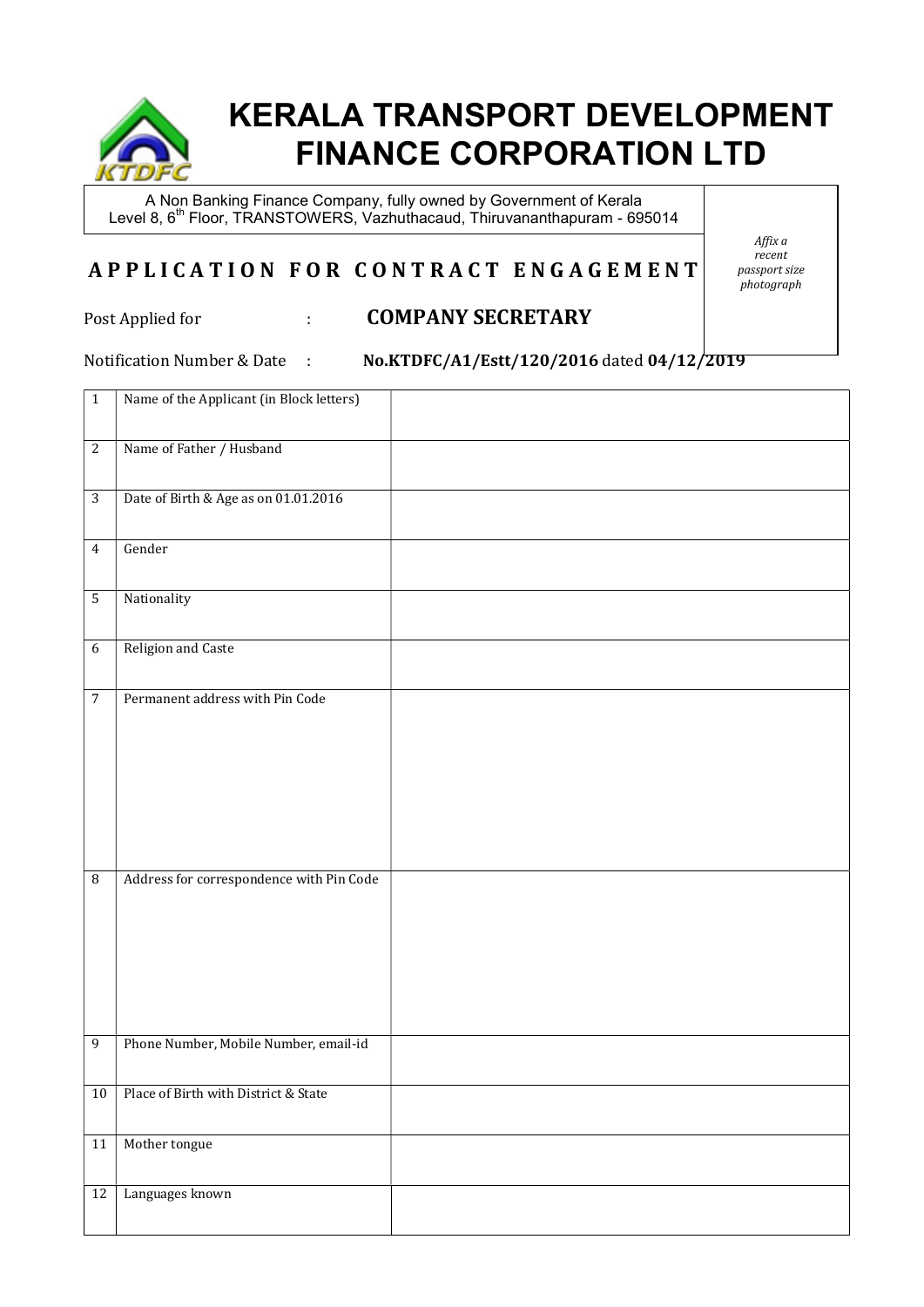# KERALA TRANSPORT DEVELOPMENT FINANCE CORPORATION LTD

A Non Banking Finance Company, fully owned by Government of Kerala
Level 8, 6th Floor, TRANSTOWERS, Vazhuthacaud, Thiruvananthapuram - 695014

## APPLICATION FOR CONTRACT ENGAGEMENT

*Affix a recent passport size photograph*

Post Applied for : **COMPANY SECRETARY**

Notification Number & Date : **No.KTDFC/A1/Estt/120/2016** dated **04/12/2019**

| | | |
|---|---|---|
| 1 | Name of the Applicant (in Block letters) | |
| 2 | Name of Father / Husband | |
| 3 | Date of Birth & Age as on 01.01.2016 | |
| 4 | Gender | |
| 5 | Nationality | |
| 6 | Religion and Caste | |
| 7 | Permanent address with Pin Code | |
| 8 | Address for correspondence with Pin Code | |
| 9 | Phone Number, Mobile Number, email-id | |
| 10 | Place of Birth with District & State | |
| 11 | Mother tongue | |
| 12 | Languages known | |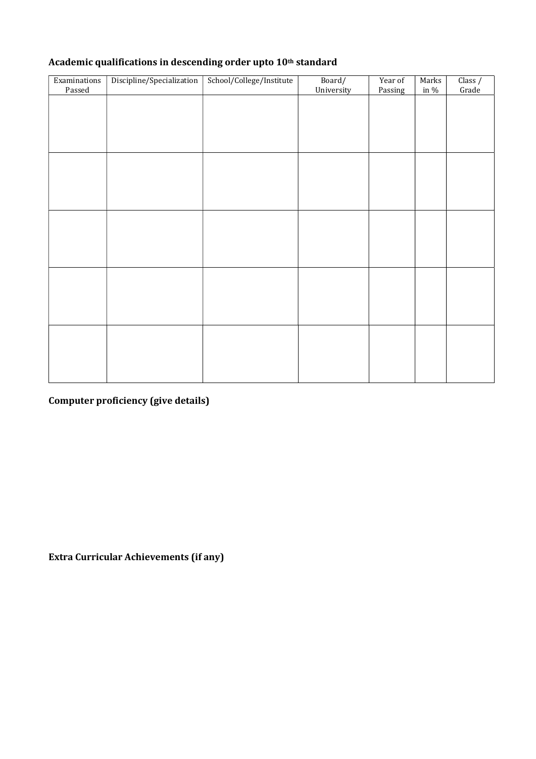**Academic qualifications in descending order upto 10th standard**

| Examinations Passed | Discipline/Specialization | School/College/Institute | Board/ University | Year of Passing | Marks in % | Class / Grade |
|---|---|---|---|---|---|---|
| | | | | | | |
| | | | | | | |
| | | | | | | |
| | | | | | | |
| | | | | | | |

**Computer proficiency (give details)**

**Extra Curricular Achievements (if any)**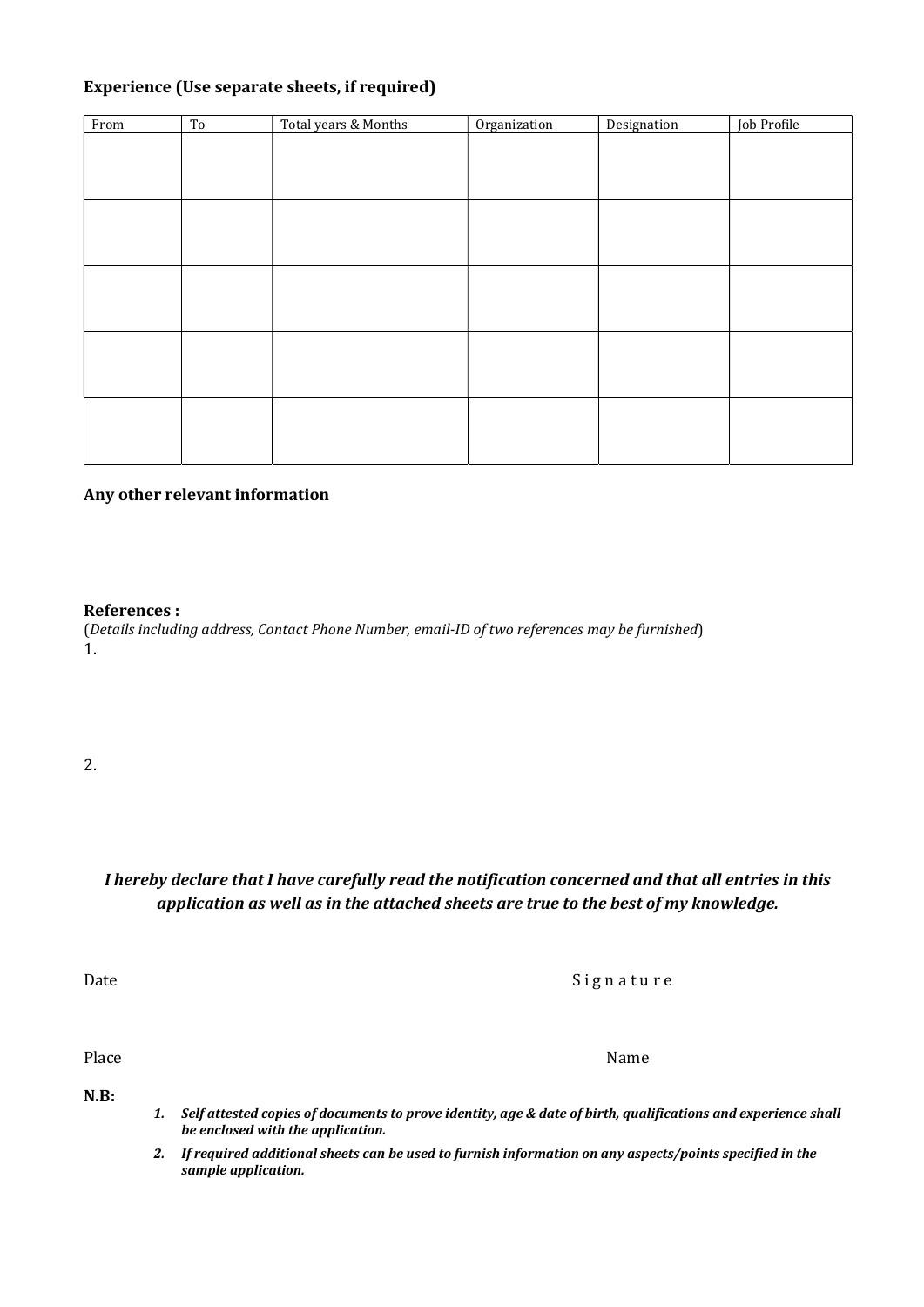**Experience (Use separate sheets, if required)**

| From | To | Total years & Months | Organization | Designation | Job Profile |
|---|---|---|---|---|---|
| | | | | | |
| | | | | | |
| | | | | | |
| | | | | | |
| | | | | | |

**Any other relevant information**

**References :**
(*Details including address, Contact Phone Number, email-ID of two references may be furnished*)

1.

2.

***I hereby declare that I have carefully read the notification concerned and that all entries in this application as well as in the attached sheets are true to the best of my knowledge.***

Date

Signature

Place

Name

**N.B:**

1. ***Self attested copies of documents to prove identity, age & date of birth, qualifications and experience shall be enclosed with the application.***
2. ***If required additional sheets can be used to furnish information on any aspects/points specified in the sample application.***